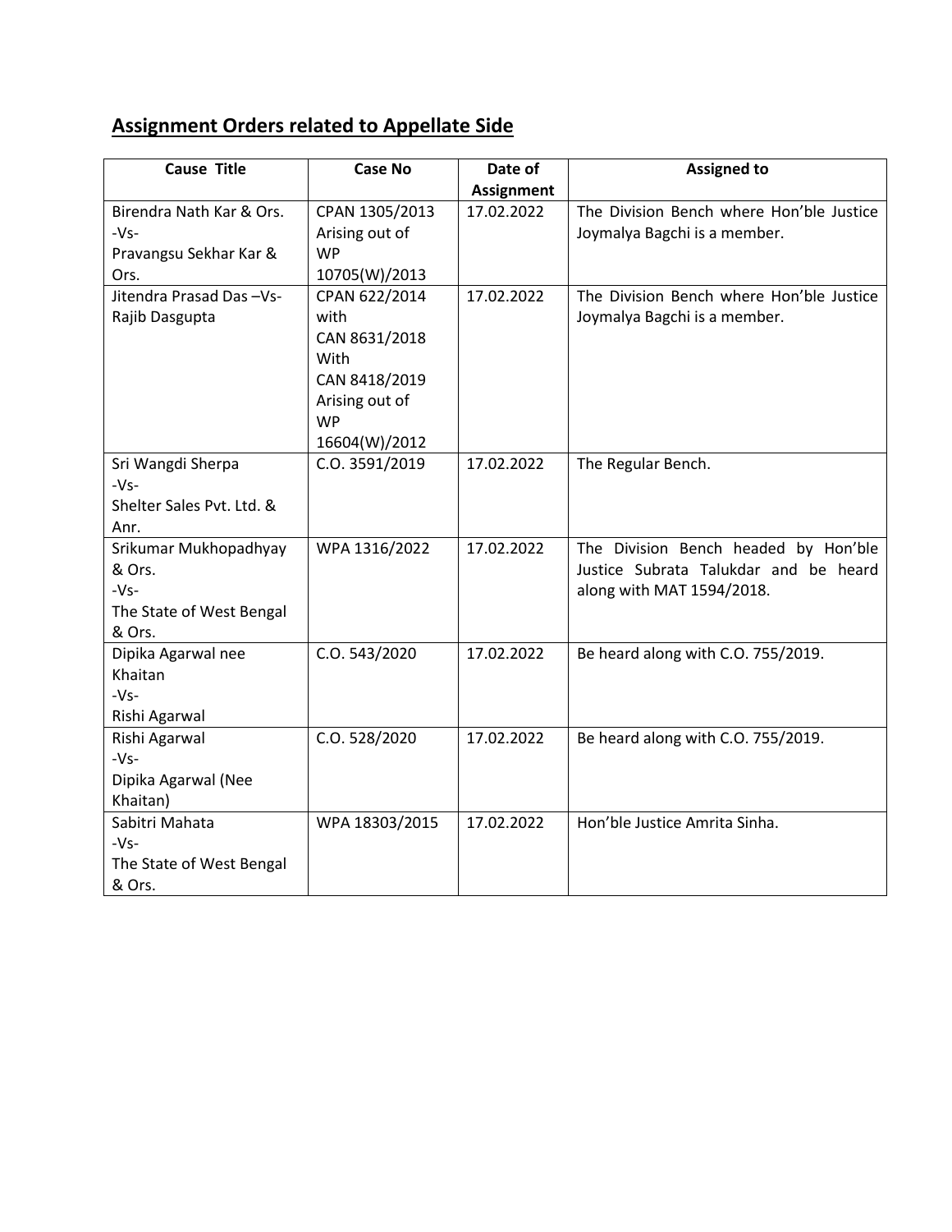## Assignment Orders related to Appellate Side

| Cause Title | Case No | Date of Assignment | Assigned to |
|---|---|---|---|
| Birendra Nath Kar & Ors. -Vs- Pravangsu Sekhar Kar & Ors. | CPAN 1305/2013 Arising out of WP 10705(W)/2013 | 17.02.2022 | The Division Bench where Hon'ble Justice Joymalya Bagchi is a member. |
| Jitendra Prasad Das –Vs- Rajib Dasgupta | CPAN 622/2014 with CAN 8631/2018 With CAN 8418/2019 Arising out of WP 16604(W)/2012 | 17.02.2022 | The Division Bench where Hon'ble Justice Joymalya Bagchi is a member. |
| Sri Wangdi Sherpa -Vs- Shelter Sales Pvt. Ltd. & Anr. | C.O. 3591/2019 | 17.02.2022 | The Regular Bench. |
| Srikumar Mukhopadhyay & Ors. -Vs- The State of West Bengal & Ors. | WPA 1316/2022 | 17.02.2022 | The Division Bench headed by Hon'ble Justice Subrata Talukdar and be heard along with MAT 1594/2018. |
| Dipika Agarwal nee Khaitan -Vs- Rishi Agarwal | C.O. 543/2020 | 17.02.2022 | Be heard along with C.O. 755/2019. |
| Rishi Agarwal -Vs- Dipika Agarwal (Nee Khaitan) | C.O. 528/2020 | 17.02.2022 | Be heard along with C.O. 755/2019. |
| Sabitri Mahata -Vs- The State of West Bengal & Ors. | WPA 18303/2015 | 17.02.2022 | Hon'ble Justice Amrita Sinha. |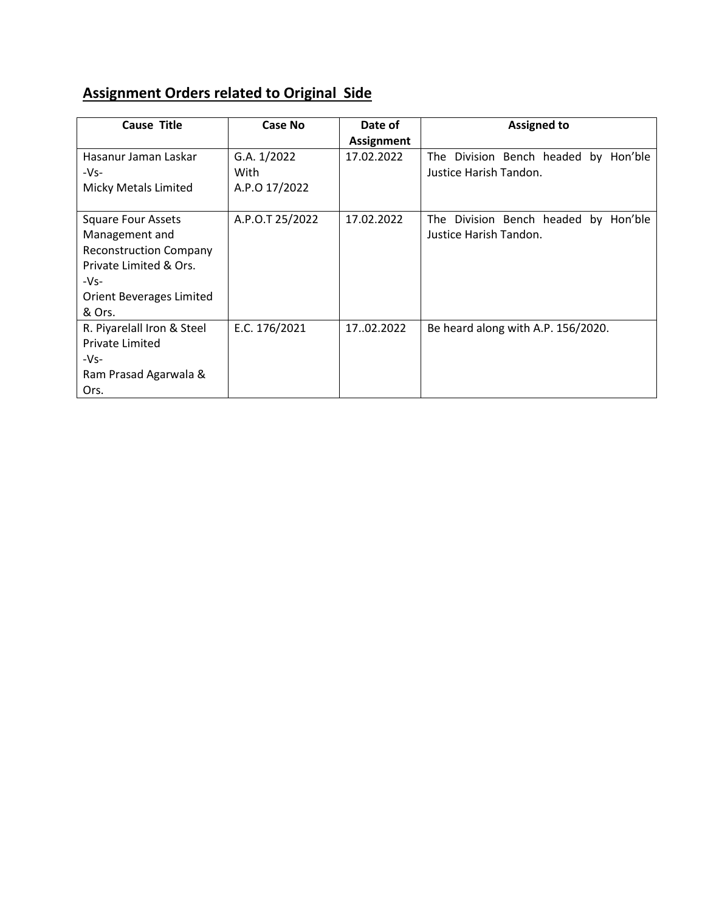## Assignment Orders related to Original Side

| Cause Title | Case No | Date of Assignment | Assigned to |
|---|---|---|---|
| Hasanur Jaman Laskar -Vs- Micky Metals Limited | G.A. 1/2022 With A.P.O 17/2022 | 17.02.2022 | The Division Bench headed by Hon'ble Justice Harish Tandon. |
| Square Four Assets Management and Reconstruction Company Private Limited & Ors. -Vs- Orient Beverages Limited & Ors. | A.P.O.T 25/2022 | 17.02.2022 | The Division Bench headed by Hon'ble Justice Harish Tandon. |
| R. Piyarelall Iron & Steel Private Limited -Vs- Ram Prasad Agarwala & Ors. | E.C. 176/2021 | 17..02.2022 | Be heard along with A.P. 156/2020. |